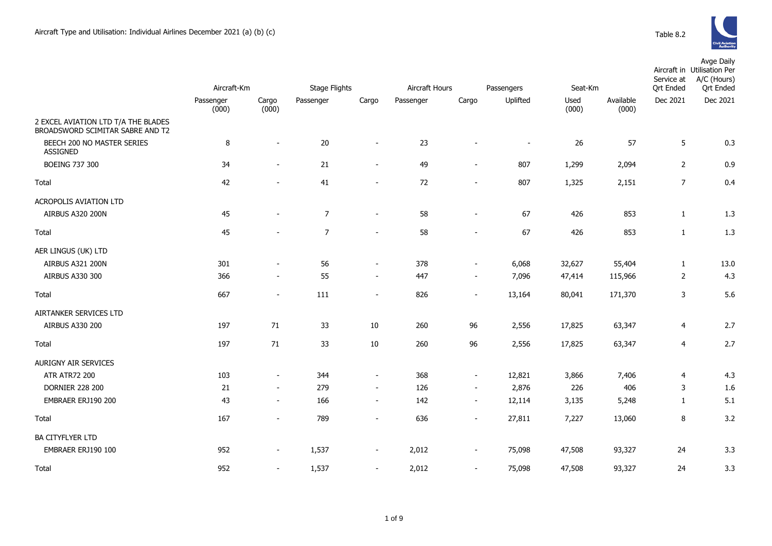# Aircraft Type and Utilisation: Individual Airlines December 2021 (a) (b) (c)

Table 8.2

| | Aircraft-Km | | Stage Flights | | Aircraft Hours | | Passengers | Seat-Km | | Aircraft in Service at Qrt Ended | Avge Daily Utilisation Per A/C (Hours) Qrt Ended |
|---|---|---|---|---|---|---|---|---|---|---|---|
| | Passenger (000) | Cargo (000) | Passenger | Cargo | Passenger | Cargo | Uplifted | Used (000) | Available (000) | Dec 2021 | Dec 2021 |
| 2 EXCEL AVIATION LTD T/A THE BLADES BROADSWORD SCIMITAR SABRE AND T2 | | | | | | | | | | | |
| BEECH 200 NO MASTER SERIES ASSIGNED | 8 | - | 20 | - | 23 | - | - | 26 | 57 | 5 | 0.3 |
| BOEING 737 300 | 34 | - | 21 | - | 49 | - | 807 | 1,299 | 2,094 | 2 | 0.9 |
| Total | 42 | - | 41 | - | 72 | - | 807 | 1,325 | 2,151 | 7 | 0.4 |
| ACROPOLIS AVIATION LTD | | | | | | | | | | | |
| AIRBUS A320 200N | 45 | - | 7 | - | 58 | - | 67 | 426 | 853 | 1 | 1.3 |
| Total | 45 | - | 7 | - | 58 | - | 67 | 426 | 853 | 1 | 1.3 |
| AER LINGUS (UK) LTD | | | | | | | | | | | |
| AIRBUS A321 200N | 301 | - | 56 | - | 378 | - | 6,068 | 32,627 | 55,404 | 1 | 13.0 |
| AIRBUS A330 300 | 366 | - | 55 | - | 447 | - | 7,096 | 47,414 | 115,966 | 2 | 4.3 |
| Total | 667 | - | 111 | - | 826 | - | 13,164 | 80,041 | 171,370 | 3 | 5.6 |
| AIRTANKER SERVICES LTD | | | | | | | | | | | |
| AIRBUS A330 200 | 197 | 71 | 33 | 10 | 260 | 96 | 2,556 | 17,825 | 63,347 | 4 | 2.7 |
| Total | 197 | 71 | 33 | 10 | 260 | 96 | 2,556 | 17,825 | 63,347 | 4 | 2.7 |
| AURIGNY AIR SERVICES | | | | | | | | | | | |
| ATR ATR72 200 | 103 | - | 344 | - | 368 | - | 12,821 | 3,866 | 7,406 | 4 | 4.3 |
| DORNIER 228 200 | 21 | - | 279 | - | 126 | - | 2,876 | 226 | 406 | 3 | 1.6 |
| EMBRAER ERJ190 200 | 43 | - | 166 | - | 142 | - | 12,114 | 3,135 | 5,248 | 1 | 5.1 |
| Total | 167 | - | 789 | - | 636 | - | 27,811 | 7,227 | 13,060 | 8 | 3.2 |
| BA CITYFLYER LTD | | | | | | | | | | | |
| EMBRAER ERJ190 100 | 952 | - | 1,537 | - | 2,012 | - | 75,098 | 47,508 | 93,327 | 24 | 3.3 |
| Total | 952 | - | 1,537 | - | 2,012 | - | 75,098 | 47,508 | 93,327 | 24 | 3.3 |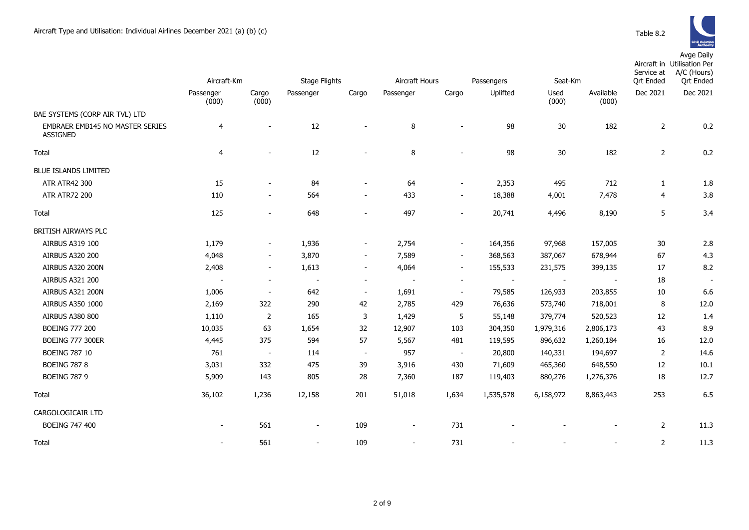# Aircraft Type and Utilisation: Individual Airlines December 2021 (a) (b) (c)

Table 8.2

| | Aircraft-Km | | Stage Flights | | Aircraft Hours | | Passengers | Seat-Km | | Aircraft in Service at Qrt Ended | Avge Daily Utilisation Per A/C (Hours) Qrt Ended |
|---|---|---|---|---|---|---|---|---|---|---|---|
| | Passenger (000) | Cargo (000) | Passenger | Cargo | Passenger | Cargo | Uplifted | Used (000) | Available (000) | Dec 2021 | Dec 2021 |
| BAE SYSTEMS (CORP AIR TVL) LTD | | | | | | | | | | | |
| EMBRAER EMB145 NO MASTER SERIES ASSIGNED | 4 | - | 12 | - | 8 | - | 98 | 30 | 182 | 2 | 0.2 |
| Total | 4 | - | 12 | - | 8 | - | 98 | 30 | 182 | 2 | 0.2 |
| BLUE ISLANDS LIMITED | | | | | | | | | | | |
| ATR ATR42 300 | 15 | - | 84 | - | 64 | - | 2,353 | 495 | 712 | 1 | 1.8 |
| ATR ATR72 200 | 110 | - | 564 | - | 433 | - | 18,388 | 4,001 | 7,478 | 4 | 3.8 |
| Total | 125 | - | 648 | - | 497 | - | 20,741 | 4,496 | 8,190 | 5 | 3.4 |
| BRITISH AIRWAYS PLC | | | | | | | | | | | |
| AIRBUS A319 100 | 1,179 | - | 1,936 | - | 2,754 | - | 164,356 | 97,968 | 157,005 | 30 | 2.8 |
| AIRBUS A320 200 | 4,048 | - | 3,870 | - | 7,589 | - | 368,563 | 387,067 | 678,944 | 67 | 4.3 |
| AIRBUS A320 200N | 2,408 | - | 1,613 | - | 4,064 | - | 155,533 | 231,575 | 399,135 | 17 | 8.2 |
| AIRBUS A321 200 | - | - | - | - | - | - | - | - | - | 18 | - |
| AIRBUS A321 200N | 1,006 | - | 642 | - | 1,691 | - | 79,585 | 126,933 | 203,855 | 10 | 6.6 |
| AIRBUS A350 1000 | 2,169 | 322 | 290 | 42 | 2,785 | 429 | 76,636 | 573,740 | 718,001 | 8 | 12.0 |
| AIRBUS A380 800 | 1,110 | 2 | 165 | 3 | 1,429 | 5 | 55,148 | 379,774 | 520,523 | 12 | 1.4 |
| BOEING 777 200 | 10,035 | 63 | 1,654 | 32 | 12,907 | 103 | 304,350 | 1,979,316 | 2,806,173 | 43 | 8.9 |
| BOEING 777 300ER | 4,445 | 375 | 594 | 57 | 5,567 | 481 | 119,595 | 896,632 | 1,260,184 | 16 | 12.0 |
| BOEING 787 10 | 761 | - | 114 | - | 957 | - | 20,800 | 140,331 | 194,697 | 2 | 14.6 |
| BOEING 787 8 | 3,031 | 332 | 475 | 39 | 3,916 | 430 | 71,609 | 465,360 | 648,550 | 12 | 10.1 |
| BOEING 787 9 | 5,909 | 143 | 805 | 28 | 7,360 | 187 | 119,403 | 880,276 | 1,276,376 | 18 | 12.7 |
| Total | 36,102 | 1,236 | 12,158 | 201 | 51,018 | 1,634 | 1,535,578 | 6,158,972 | 8,863,443 | 253 | 6.5 |
| CARGOLOGICAIR LTD | | | | | | | | | | | |
| BOEING 747 400 | - | 561 | - | 109 | - | 731 | - | - | - | 2 | 11.3 |
| Total | - | 561 | - | 109 | - | 731 | - | - | - | 2 | 11.3 |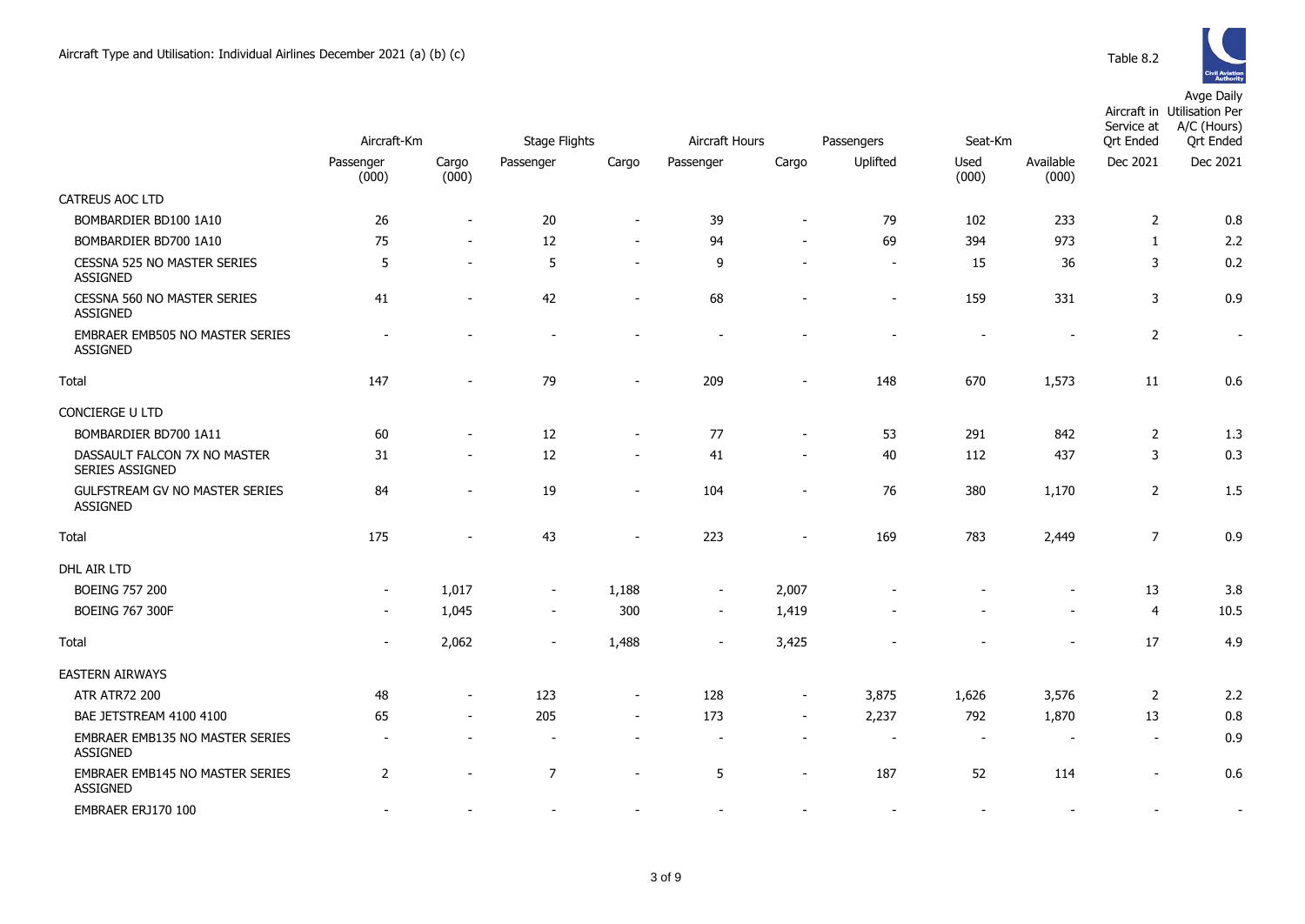Aircraft Type and Utilisation: Individual Airlines December 2021 (a) (b) (c)

Table 8.2

| | Aircraft-Km | | Stage Flights | | Aircraft Hours | | Passengers | Seat-Km | | Aircraft in Service at Qrt Ended | Avge Daily Utilisation Per A/C (Hours) Qrt Ended |
|---|---|---|---|---|---|---|---|---|---|---|---|
| | Passenger (000) | Cargo (000) | Passenger | Cargo | Passenger | Cargo | Uplifted | Used (000) | Available (000) | Dec 2021 | Dec 2021 |
| CATREUS AOC LTD | | | | | | | | | | | |
| BOMBARDIER BD100 1A10 | 26 | - | 20 | - | 39 | - | 79 | 102 | 233 | 2 | 0.8 |
| BOMBARDIER BD700 1A10 | 75 | - | 12 | - | 94 | - | 69 | 394 | 973 | 1 | 2.2 |
| CESSNA 525 NO MASTER SERIES ASSIGNED | 5 | - | 5 | - | 9 | - | - | 15 | 36 | 3 | 0.2 |
| CESSNA 560 NO MASTER SERIES ASSIGNED | 41 | - | 42 | - | 68 | - | - | 159 | 331 | 3 | 0.9 |
| EMBRAER EMB505 NO MASTER SERIES ASSIGNED | - | - | - | - | - | - | - | - | - | 2 | - |
| Total | 147 | - | 79 | - | 209 | - | 148 | 670 | 1,573 | 11 | 0.6 |
| CONCIERGE U LTD | | | | | | | | | | | |
| BOMBARDIER BD700 1A11 | 60 | - | 12 | - | 77 | - | 53 | 291 | 842 | 2 | 1.3 |
| DASSAULT FALCON 7X NO MASTER SERIES ASSIGNED | 31 | - | 12 | - | 41 | - | 40 | 112 | 437 | 3 | 0.3 |
| GULFSTREAM GV NO MASTER SERIES ASSIGNED | 84 | - | 19 | - | 104 | - | 76 | 380 | 1,170 | 2 | 1.5 |
| Total | 175 | - | 43 | - | 223 | - | 169 | 783 | 2,449 | 7 | 0.9 |
| DHL AIR LTD | | | | | | | | | | | |
| BOEING 757 200 | - | 1,017 | - | 1,188 | - | 2,007 | - | - | - | 13 | 3.8 |
| BOEING 767 300F | - | 1,045 | - | 300 | - | 1,419 | - | - | - | 4 | 10.5 |
| Total | - | 2,062 | - | 1,488 | - | 3,425 | - | - | - | 17 | 4.9 |
| EASTERN AIRWAYS | | | | | | | | | | | |
| ATR ATR72 200 | 48 | - | 123 | - | 128 | - | 3,875 | 1,626 | 3,576 | 2 | 2.2 |
| BAE JETSTREAM 4100 4100 | 65 | - | 205 | - | 173 | - | 2,237 | 792 | 1,870 | 13 | 0.8 |
| EMBRAER EMB135 NO MASTER SERIES ASSIGNED | - | - | - | - | - | - | - | - | - | - | 0.9 |
| EMBRAER EMB145 NO MASTER SERIES ASSIGNED | 2 | - | 7 | - | 5 | - | 187 | 52 | 114 | - | 0.6 |
| EMBRAER ERJ170 100 | - | - | - | - | - | - | - | - | - | - | - |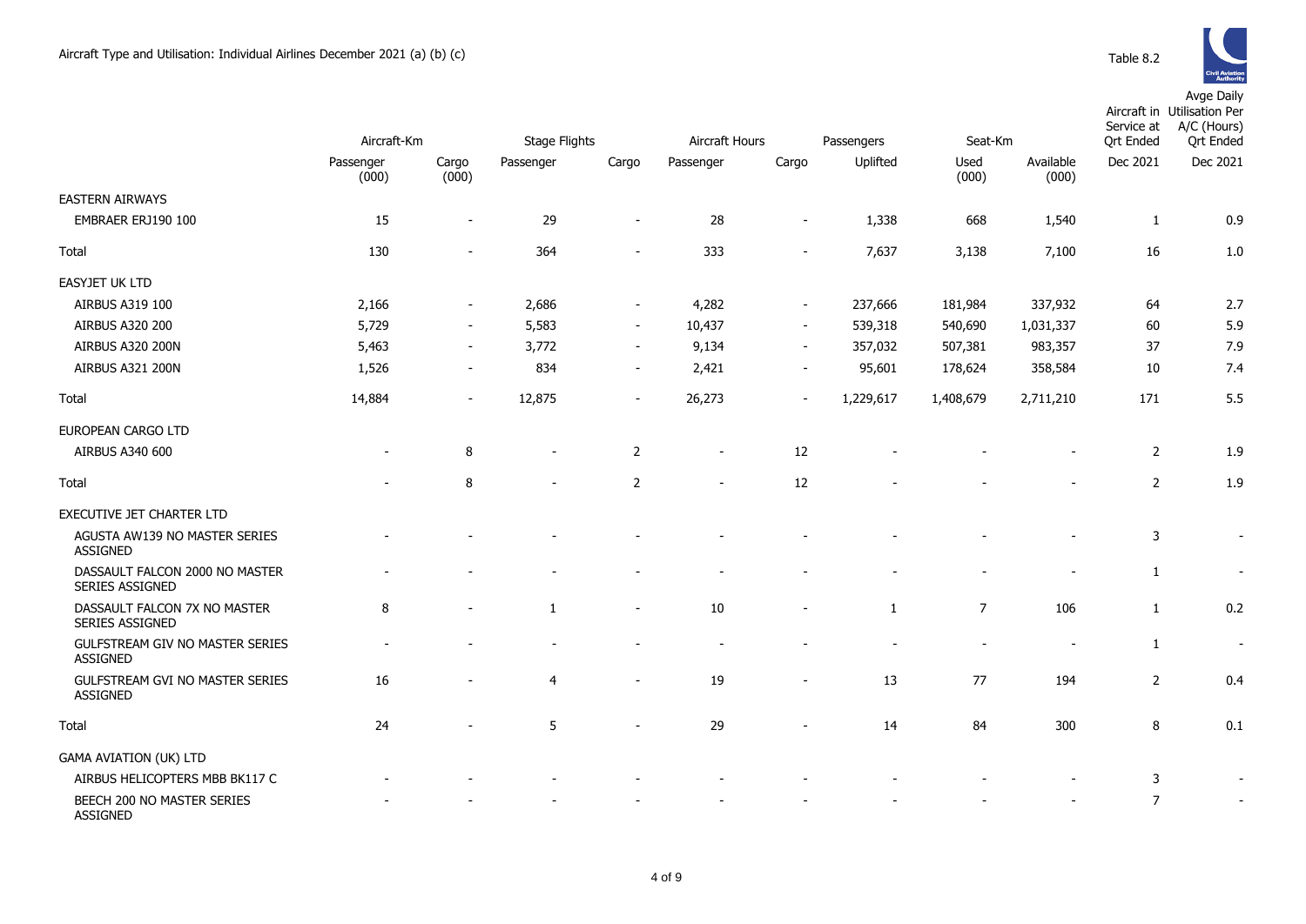Aircraft Type and Utilisation: Individual Airlines December 2021 (a) (b) (c)

Table 8.2

| | Aircraft-Km | | Stage Flights | | Aircraft Hours | | Passengers | Seat-Km | | Aircraft in Service at Qrt Ended | Avge Daily Utilisation Per A/C (Hours) Qrt Ended |
|---|---|---|---|---|---|---|---|---|---|---|---|
| | Passenger (000) | Cargo (000) | Passenger | Cargo | Passenger | Cargo | Uplifted | Used (000) | Available (000) | Dec 2021 | Dec 2021 |
| EASTERN AIRWAYS | | | | | | | | | | | |
| EMBRAER ERJ190 100 | 15 | - | 29 | - | 28 | - | 1,338 | 668 | 1,540 | 1 | 0.9 |
| Total | 130 | - | 364 | - | 333 | - | 7,637 | 3,138 | 7,100 | 16 | 1.0 |
| EASYJET UK LTD | | | | | | | | | | | |
| AIRBUS A319 100 | 2,166 | - | 2,686 | - | 4,282 | - | 237,666 | 181,984 | 337,932 | 64 | 2.7 |
| AIRBUS A320 200 | 5,729 | - | 5,583 | - | 10,437 | - | 539,318 | 540,690 | 1,031,337 | 60 | 5.9 |
| AIRBUS A320 200N | 5,463 | - | 3,772 | - | 9,134 | - | 357,032 | 507,381 | 983,357 | 37 | 7.9 |
| AIRBUS A321 200N | 1,526 | - | 834 | - | 2,421 | - | 95,601 | 178,624 | 358,584 | 10 | 7.4 |
| Total | 14,884 | - | 12,875 | - | 26,273 | - | 1,229,617 | 1,408,679 | 2,711,210 | 171 | 5.5 |
| EUROPEAN CARGO LTD | | | | | | | | | | | |
| AIRBUS A340 600 | - | 8 | - | 2 | - | 12 | - | - | - | 2 | 1.9 |
| Total | - | 8 | - | 2 | - | 12 | - | - | - | 2 | 1.9 |
| EXECUTIVE JET CHARTER LTD | | | | | | | | | | | |
| AGUSTA AW139 NO MASTER SERIES ASSIGNED | - | - | - | - | - | - | - | - | - | 3 | - |
| DASSAULT FALCON 2000 NO MASTER SERIES ASSIGNED | - | - | - | - | - | - | - | - | - | 1 | - |
| DASSAULT FALCON 7X NO MASTER SERIES ASSIGNED | 8 | - | 1 | - | 10 | - | 1 | 7 | 106 | 1 | 0.2 |
| GULFSTREAM GIV NO MASTER SERIES ASSIGNED | - | - | - | - | - | - | - | - | - | 1 | - |
| GULFSTREAM GVI NO MASTER SERIES ASSIGNED | 16 | - | 4 | - | 19 | - | 13 | 77 | 194 | 2 | 0.4 |
| Total | 24 | - | 5 | - | 29 | - | 14 | 84 | 300 | 8 | 0.1 |
| GAMA AVIATION (UK) LTD | | | | | | | | | | | |
| AIRBUS HELICOPTERS MBB BK117 C | - | - | - | - | - | - | - | - | - | 3 | - |
| BEECH 200 NO MASTER SERIES ASSIGNED | - | - | - | - | - | - | - | - | - | 7 | - |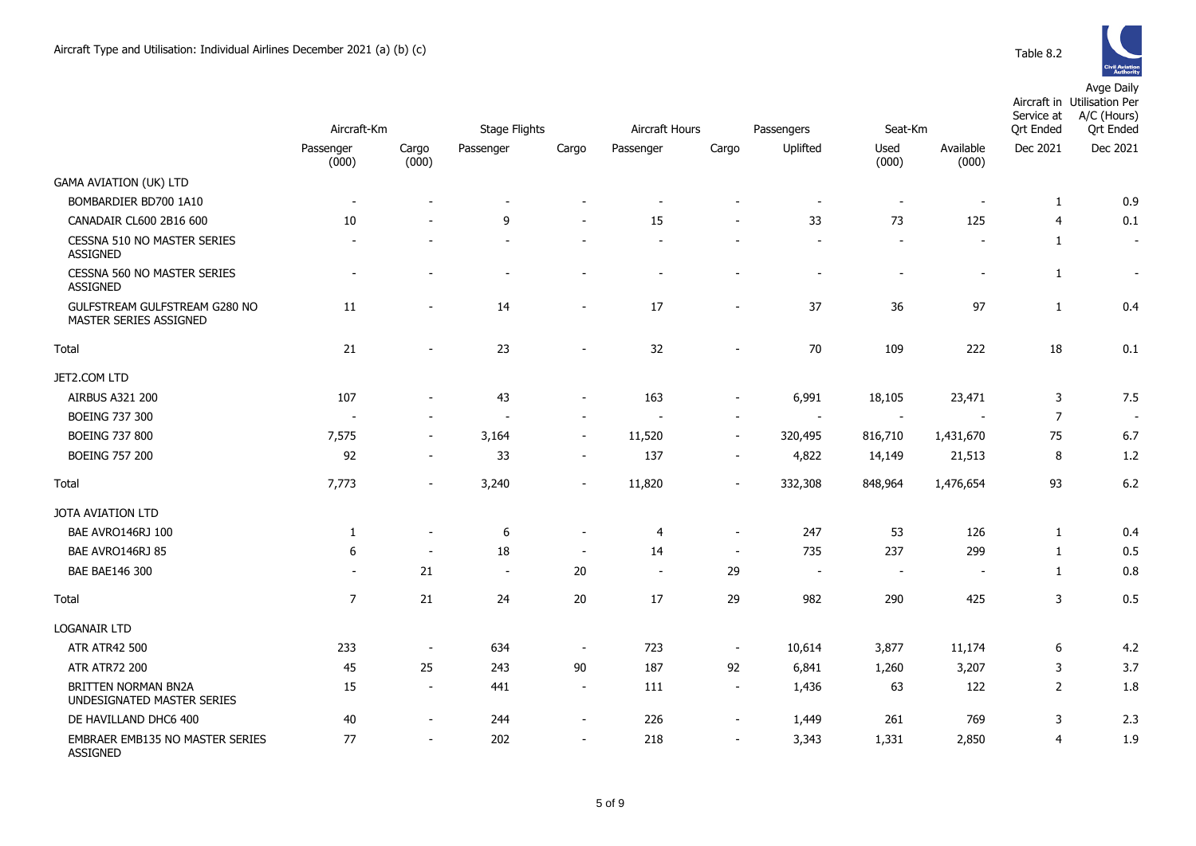Aircraft Type and Utilisation: Individual Airlines December 2021 (a) (b) (c)

Table 8.2

| | Aircraft-Km | | Stage Flights | | Aircraft Hours | | Passengers | Seat-Km | | Aircraft in Service at Qrt Ended | Avge Daily Utilisation Per A/C (Hours) Qrt Ended |
|---|---|---|---|---|---|---|---|---|---|---|---|
| | Passenger (000) | Cargo (000) | Passenger | Cargo | Passenger | Cargo | Uplifted | Used (000) | Available (000) | Dec 2021 | Dec 2021 |
| GAMA AVIATION (UK) LTD | | | | | | | | | | | |
| BOMBARDIER BD700 1A10 | - | - | - | - | - | - | - | - | - | 1 | 0.9 |
| CANADAIR CL600 2B16 600 | 10 | - | 9 | - | 15 | - | 33 | 73 | 125 | 4 | 0.1 |
| CESSNA 510 NO MASTER SERIES ASSIGNED | - | - | - | - | - | - | - | - | - | 1 | - |
| CESSNA 560 NO MASTER SERIES ASSIGNED | - | - | - | - | - | - | - | - | - | 1 | - |
| GULFSTREAM GULFSTREAM G280 NO MASTER SERIES ASSIGNED | 11 | - | 14 | - | 17 | - | 37 | 36 | 97 | 1 | 0.4 |
| Total | 21 | - | 23 | - | 32 | - | 70 | 109 | 222 | 18 | 0.1 |
| JET2.COM LTD | | | | | | | | | | | |
| AIRBUS A321 200 | 107 | - | 43 | - | 163 | - | 6,991 | 18,105 | 23,471 | 3 | 7.5 |
| BOEING 737 300 | - | - | - | - | - | - | - | - | - | 7 | - |
| BOEING 737 800 | 7,575 | - | 3,164 | - | 11,520 | - | 320,495 | 816,710 | 1,431,670 | 75 | 6.7 |
| BOEING 757 200 | 92 | - | 33 | - | 137 | - | 4,822 | 14,149 | 21,513 | 8 | 1.2 |
| Total | 7,773 | - | 3,240 | - | 11,820 | - | 332,308 | 848,964 | 1,476,654 | 93 | 6.2 |
| JOTA AVIATION LTD | | | | | | | | | | | |
| BAE AVRO146RJ 100 | 1 | - | 6 | - | 4 | - | 247 | 53 | 126 | 1 | 0.4 |
| BAE AVRO146RJ 85 | 6 | - | 18 | - | 14 | - | 735 | 237 | 299 | 1 | 0.5 |
| BAE BAE146 300 | - | 21 | - | 20 | - | 29 | - | - | - | 1 | 0.8 |
| Total | 7 | 21 | 24 | 20 | 17 | 29 | 982 | 290 | 425 | 3 | 0.5 |
| LOGANAIR LTD | | | | | | | | | | | |
| ATR ATR42 500 | 233 | - | 634 | - | 723 | - | 10,614 | 3,877 | 11,174 | 6 | 4.2 |
| ATR ATR72 200 | 45 | 25 | 243 | 90 | 187 | 92 | 6,841 | 1,260 | 3,207 | 3 | 3.7 |
| BRITTEN NORMAN BN2A UNDESIGNATED MASTER SERIES | 15 | - | 441 | - | 111 | - | 1,436 | 63 | 122 | 2 | 1.8 |
| DE HAVILLAND DHC6 400 | 40 | - | 244 | - | 226 | - | 1,449 | 261 | 769 | 3 | 2.3 |
| EMBRAER EMB135 NO MASTER SERIES ASSIGNED | 77 | - | 202 | - | 218 | - | 3,343 | 1,331 | 2,850 | 4 | 1.9 |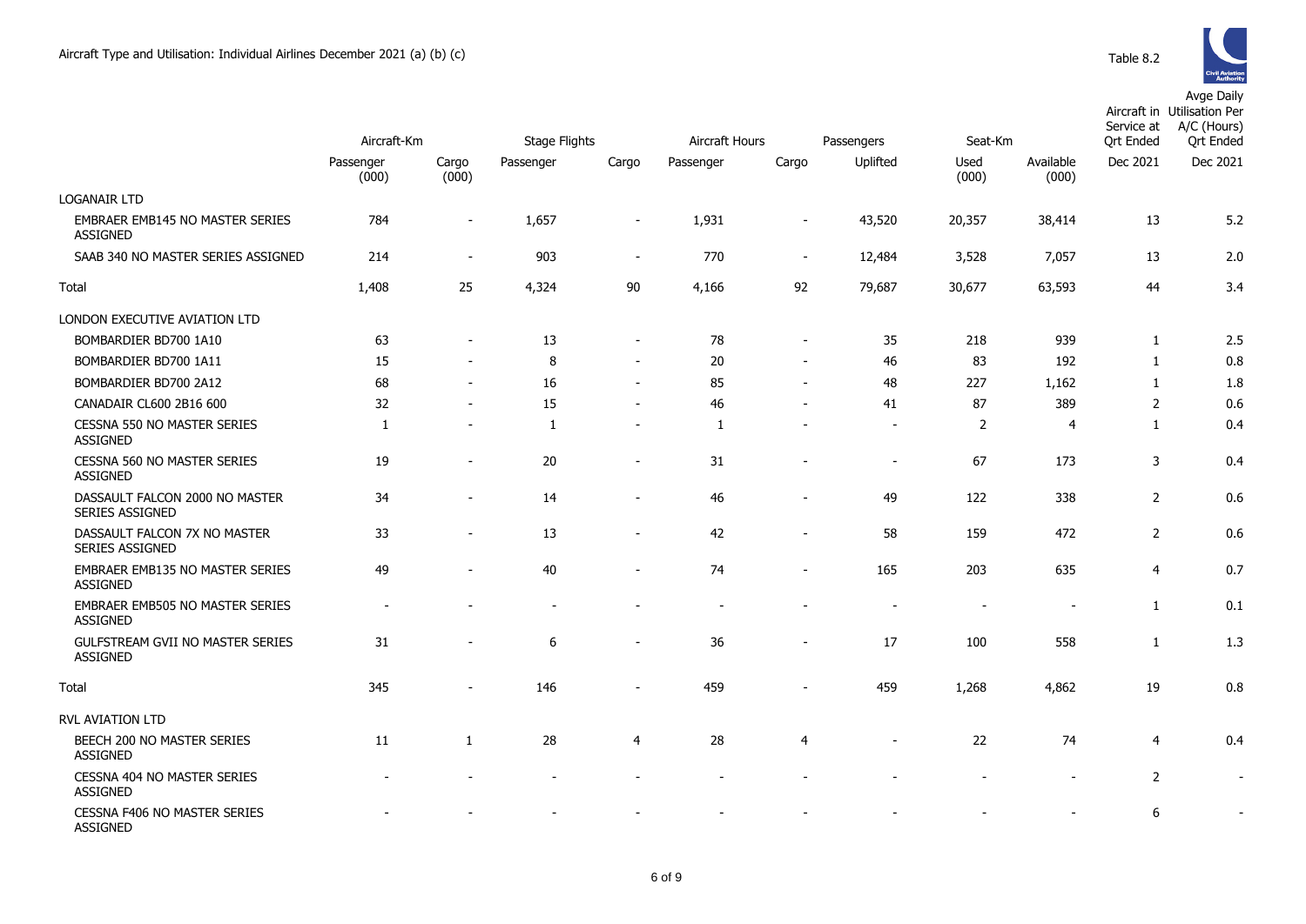# Aircraft Type and Utilisation: Individual Airlines December 2021 (a) (b) (c)

Table 8.2

| | Aircraft-Km | | Stage Flights | | Aircraft Hours | | Passengers | Seat-Km | | Aircraft in Service at Qrt Ended | Avge Daily Utilisation Per A/C (Hours) Qrt Ended |
|---|---|---|---|---|---|---|---|---|---|---|---|
| | Passenger (000) | Cargo (000) | Passenger | Cargo | Passenger | Cargo | Uplifted | Used (000) | Available (000) | Dec 2021 | Dec 2021 |
| LOGANAIR LTD | | | | | | | | | | | |
| EMBRAER EMB145 NO MASTER SERIES ASSIGNED | 784 | - | 1,657 | - | 1,931 | - | 43,520 | 20,357 | 38,414 | 13 | 5.2 |
| SAAB 340 NO MASTER SERIES ASSIGNED | 214 | - | 903 | - | 770 | - | 12,484 | 3,528 | 7,057 | 13 | 2.0 |
| Total | 1,408 | 25 | 4,324 | 90 | 4,166 | 92 | 79,687 | 30,677 | 63,593 | 44 | 3.4 |
| LONDON EXECUTIVE AVIATION LTD | | | | | | | | | | | |
| BOMBARDIER BD700 1A10 | 63 | - | 13 | - | 78 | - | 35 | 218 | 939 | 1 | 2.5 |
| BOMBARDIER BD700 1A11 | 15 | - | 8 | - | 20 | - | 46 | 83 | 192 | 1 | 0.8 |
| BOMBARDIER BD700 2A12 | 68 | - | 16 | - | 85 | - | 48 | 227 | 1,162 | 1 | 1.8 |
| CANADAIR CL600 2B16 600 | 32 | - | 15 | - | 46 | - | 41 | 87 | 389 | 2 | 0.6 |
| CESSNA 550 NO MASTER SERIES ASSIGNED | 1 | - | 1 | - | 1 | - | - | 2 | 4 | 1 | 0.4 |
| CESSNA 560 NO MASTER SERIES ASSIGNED | 19 | - | 20 | - | 31 | - | - | 67 | 173 | 3 | 0.4 |
| DASSAULT FALCON 2000 NO MASTER SERIES ASSIGNED | 34 | - | 14 | - | 46 | - | 49 | 122 | 338 | 2 | 0.6 |
| DASSAULT FALCON 7X NO MASTER SERIES ASSIGNED | 33 | - | 13 | - | 42 | - | 58 | 159 | 472 | 2 | 0.6 |
| EMBRAER EMB135 NO MASTER SERIES ASSIGNED | 49 | - | 40 | - | 74 | - | 165 | 203 | 635 | 4 | 0.7 |
| EMBRAER EMB505 NO MASTER SERIES ASSIGNED | - | - | - | - | - | - | - | - | - | 1 | 0.1 |
| GULFSTREAM GVII NO MASTER SERIES ASSIGNED | 31 | - | 6 | - | 36 | - | 17 | 100 | 558 | 1 | 1.3 |
| Total | 345 | - | 146 | - | 459 | - | 459 | 1,268 | 4,862 | 19 | 0.8 |
| RVL AVIATION LTD | | | | | | | | | | | |
| BEECH 200 NO MASTER SERIES ASSIGNED | 11 | 1 | 28 | 4 | 28 | 4 | - | 22 | 74 | 4 | 0.4 |
| CESSNA 404 NO MASTER SERIES ASSIGNED | - | - | - | - | - | - | - | - | - | 2 | - |
| CESSNA F406 NO MASTER SERIES ASSIGNED | - | - | - | - | - | - | - | - | - | 6 | - |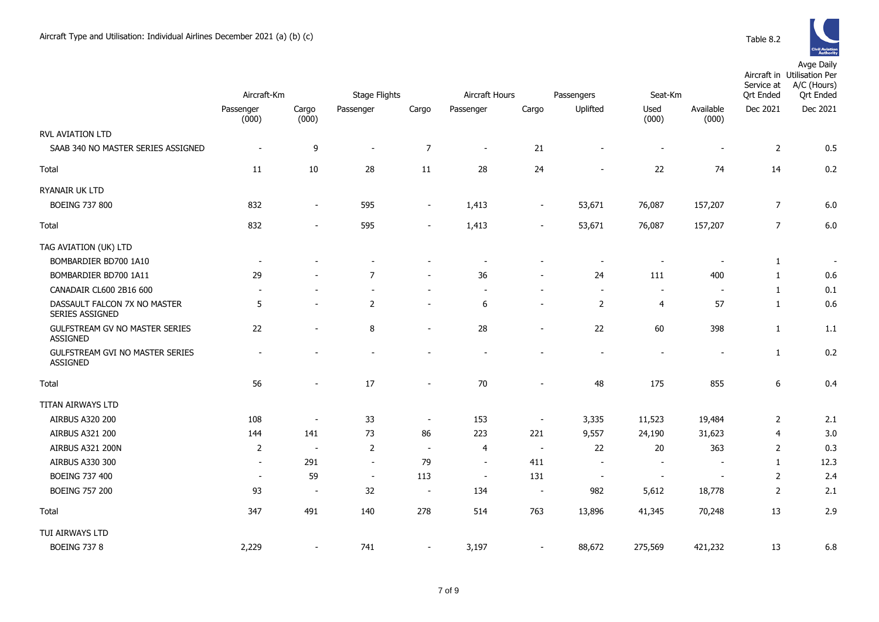Aircraft Type and Utilisation: Individual Airlines December 2021 (a) (b) (c)

Table 8.2

| | Aircraft-Km | | Stage Flights | | Aircraft Hours | | Passengers | Seat-Km | | Aircraft in Service at Qrt Ended | Avge Daily Utilisation Per A/C (Hours) Qrt Ended |
|---|---|---|---|---|---|---|---|---|---|---|---|
| | Passenger (000) | Cargo (000) | Passenger | Cargo | Passenger | Cargo | Uplifted | Used (000) | Available (000) | Dec 2021 | Dec 2021 |
| RVL AVIATION LTD | | | | | | | | | | | |
| SAAB 340 NO MASTER SERIES ASSIGNED | - | 9 | - | 7 | - | 21 | - | - | - | 2 | 0.5 |
| Total | 11 | 10 | 28 | 11 | 28 | 24 | - | 22 | 74 | 14 | 0.2 |
| RYANAIR UK LTD | | | | | | | | | | | |
| BOEING 737 800 | 832 | - | 595 | - | 1,413 | - | 53,671 | 76,087 | 157,207 | 7 | 6.0 |
| Total | 832 | - | 595 | - | 1,413 | - | 53,671 | 76,087 | 157,207 | 7 | 6.0 |
| TAG AVIATION (UK) LTD | | | | | | | | | | | |
| BOMBARDIER BD700 1A10 | - | - | - | - | - | - | - | - | - | 1 | - |
| BOMBARDIER BD700 1A11 | 29 | - | 7 | - | 36 | - | 24 | 111 | 400 | 1 | 0.6 |
| CANADAIR CL600 2B16 600 | - | - | - | - | - | - | - | - | - | 1 | 0.1 |
| DASSAULT FALCON 7X NO MASTER SERIES ASSIGNED | 5 | - | 2 | - | 6 | - | 2 | 4 | 57 | 1 | 0.6 |
| GULFSTREAM GV NO MASTER SERIES ASSIGNED | 22 | - | 8 | - | 28 | - | 22 | 60 | 398 | 1 | 1.1 |
| GULFSTREAM GVI NO MASTER SERIES ASSIGNED | - | - | - | - | - | - | - | - | - | 1 | 0.2 |
| Total | 56 | - | 17 | - | 70 | - | 48 | 175 | 855 | 6 | 0.4 |
| TITAN AIRWAYS LTD | | | | | | | | | | | |
| AIRBUS A320 200 | 108 | - | 33 | - | 153 | - | 3,335 | 11,523 | 19,484 | 2 | 2.1 |
| AIRBUS A321 200 | 144 | 141 | 73 | 86 | 223 | 221 | 9,557 | 24,190 | 31,623 | 4 | 3.0 |
| AIRBUS A321 200N | 2 | - | 2 | - | 4 | - | 22 | 20 | 363 | 2 | 0.3 |
| AIRBUS A330 300 | - | 291 | - | 79 | - | 411 | - | - | - | 1 | 12.3 |
| BOEING 737 400 | - | 59 | - | 113 | - | 131 | - | - | - | 2 | 2.4 |
| BOEING 757 200 | 93 | - | 32 | - | 134 | - | 982 | 5,612 | 18,778 | 2 | 2.1 |
| Total | 347 | 491 | 140 | 278 | 514 | 763 | 13,896 | 41,345 | 70,248 | 13 | 2.9 |
| TUI AIRWAYS LTD | | | | | | | | | | | |
| BOEING 737 8 | 2,229 | - | 741 | - | 3,197 | - | 88,672 | 275,569 | 421,232 | 13 | 6.8 |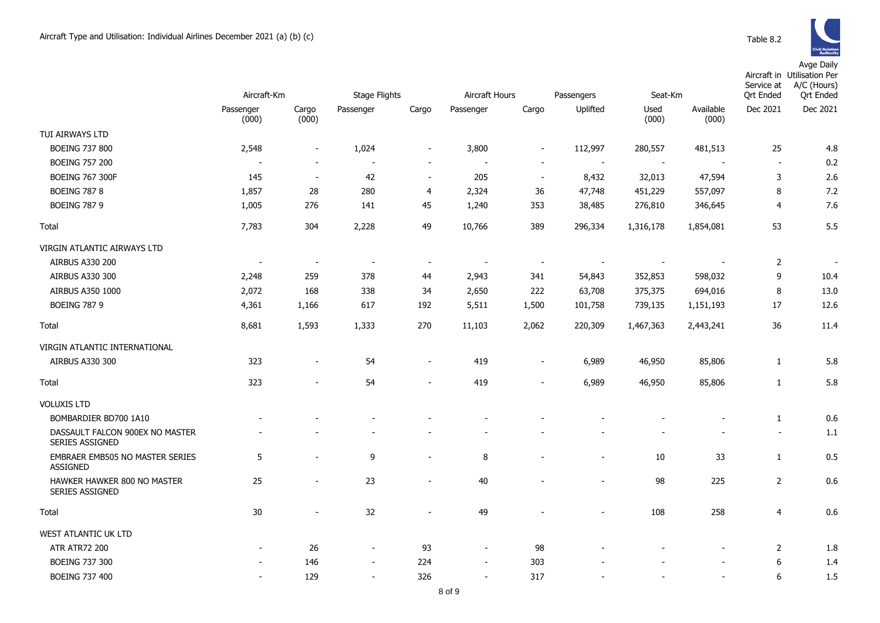Aircraft Type and Utilisation: Individual Airlines December 2021 (a) (b) (c)

Table 8.2

| | Aircraft-Km | | Stage Flights | | Aircraft Hours | | Passengers | Seat-Km | | Aircraft in Service at Qrt Ended | Avge Daily Utilisation Per A/C (Hours) Qrt Ended |
|---|---|---|---|---|---|---|---|---|---|---|---|
| | Passenger (000) | Cargo (000) | Passenger | Cargo | Passenger | Cargo | Uplifted | Used (000) | Available (000) | Dec 2021 | Dec 2021 |
| TUI AIRWAYS LTD | | | | | | | | | | | |
| BOEING 737 800 | 2,548 | - | 1,024 | - | 3,800 | - | 112,997 | 280,557 | 481,513 | 25 | 4.8 |
| BOEING 757 200 | - | - | - | - | - | - | - | - | - | - | 0.2 |
| BOEING 767 300F | 145 | - | 42 | - | 205 | - | 8,432 | 32,013 | 47,594 | 3 | 2.6 |
| BOEING 787 8 | 1,857 | 28 | 280 | 4 | 2,324 | 36 | 47,748 | 451,229 | 557,097 | 8 | 7.2 |
| BOEING 787 9 | 1,005 | 276 | 141 | 45 | 1,240 | 353 | 38,485 | 276,810 | 346,645 | 4 | 7.6 |
| Total | 7,783 | 304 | 2,228 | 49 | 10,766 | 389 | 296,334 | 1,316,178 | 1,854,081 | 53 | 5.5 |
| VIRGIN ATLANTIC AIRWAYS LTD | | | | | | | | | | | |
| AIRBUS A330 200 | - | - | - | - | - | - | - | - | - | 2 | - |
| AIRBUS A330 300 | 2,248 | 259 | 378 | 44 | 2,943 | 341 | 54,843 | 352,853 | 598,032 | 9 | 10.4 |
| AIRBUS A350 1000 | 2,072 | 168 | 338 | 34 | 2,650 | 222 | 63,708 | 375,375 | 694,016 | 8 | 13.0 |
| BOEING 787 9 | 4,361 | 1,166 | 617 | 192 | 5,511 | 1,500 | 101,758 | 739,135 | 1,151,193 | 17 | 12.6 |
| Total | 8,681 | 1,593 | 1,333 | 270 | 11,103 | 2,062 | 220,309 | 1,467,363 | 2,443,241 | 36 | 11.4 |
| VIRGIN ATLANTIC INTERNATIONAL | | | | | | | | | | | |
| AIRBUS A330 300 | 323 | - | 54 | - | 419 | - | 6,989 | 46,950 | 85,806 | 1 | 5.8 |
| Total | 323 | - | 54 | - | 419 | - | 6,989 | 46,950 | 85,806 | 1 | 5.8 |
| VOLUXIS LTD | | | | | | | | | | | |
| BOMBARDIER BD700 1A10 | - | - | - | - | - | - | - | - | - | 1 | 0.6 |
| DASSAULT FALCON 900EX NO MASTER SERIES ASSIGNED | - | - | - | - | - | - | - | - | - | - | 1.1 |
| EMBRAER EMB505 NO MASTER SERIES ASSIGNED | 5 | - | 9 | - | 8 | - | - | 10 | 33 | 1 | 0.5 |
| HAWKER HAWKER 800 NO MASTER SERIES ASSIGNED | 25 | - | 23 | - | 40 | - | - | 98 | 225 | 2 | 0.6 |
| Total | 30 | - | 32 | - | 49 | - | - | 108 | 258 | 4 | 0.6 |
| WEST ATLANTIC UK LTD | | | | | | | | | | | |
| ATR ATR72 200 | - | 26 | - | 93 | - | 98 | - | - | - | 2 | 1.8 |
| BOEING 737 300 | - | 146 | - | 224 | - | 303 | - | - | - | 6 | 1.4 |
| BOEING 737 400 | - | 129 | - | 326 | - | 317 | - | - | - | 6 | 1.5 |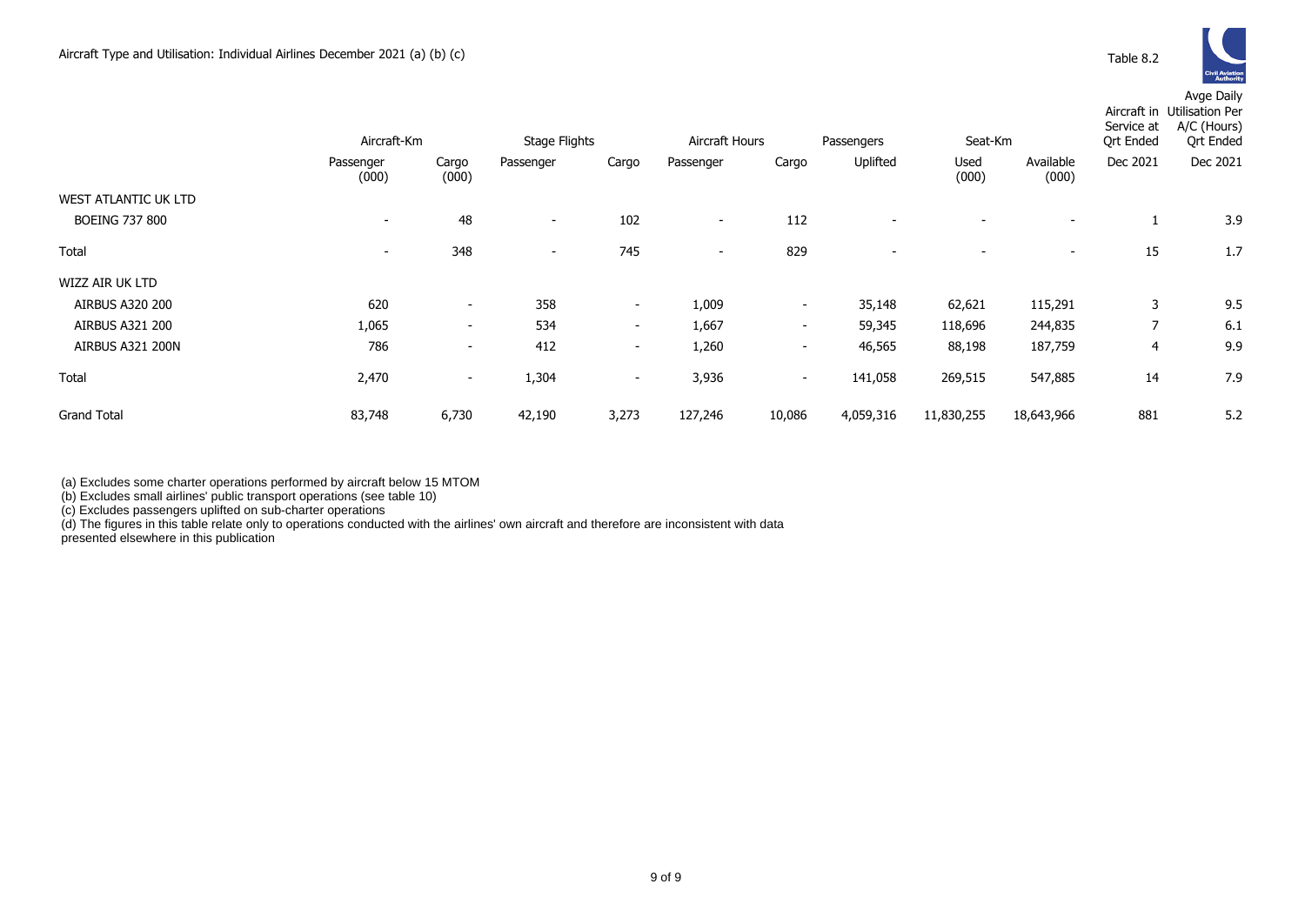Aircraft Type and Utilisation: Individual Airlines December 2021 (a) (b) (c)

Table 8.2

| | Aircraft-Km | | Stage Flights | | Aircraft Hours | | Passengers | Seat-Km | | Aircraft in Service at Qrt Ended | Avge Daily Utilisation Per A/C (Hours) Qrt Ended |
|---|---|---|---|---|---|---|---|---|---|---|---|
| | Passenger (000) | Cargo (000) | Passenger | Cargo | Passenger | Cargo | Uplifted | Used (000) | Available (000) | Dec 2021 | Dec 2021 |
| WEST ATLANTIC UK LTD | | | | | | | | | | | |
| BOEING 737 800 | - | 48 | - | 102 | - | 112 | - | - | - | 1 | 3.9 |
| Total | - | 348 | - | 745 | - | 829 | - | - | - | 15 | 1.7 |
| WIZZ AIR UK LTD | | | | | | | | | | | |
| AIRBUS A320 200 | 620 | - | 358 | - | 1,009 | - | 35,148 | 62,621 | 115,291 | 3 | 9.5 |
| AIRBUS A321 200 | 1,065 | - | 534 | - | 1,667 | - | 59,345 | 118,696 | 244,835 | 7 | 6.1 |
| AIRBUS A321 200N | 786 | - | 412 | - | 1,260 | - | 46,565 | 88,198 | 187,759 | 4 | 9.9 |
| Total | 2,470 | - | 1,304 | - | 3,936 | - | 141,058 | 269,515 | 547,885 | 14 | 7.9 |
| Grand Total | 83,748 | 6,730 | 42,190 | 3,273 | 127,246 | 10,086 | 4,059,316 | 11,830,255 | 18,643,966 | 881 | 5.2 |

(a) Excludes some charter operations performed by aircraft below 15 MTOM

(b) Excludes small airlines' public transport operations (see table 10)

(c) Excludes passengers uplifted on sub-charter operations

(d) The figures in this table relate only to operations conducted with the airlines' own aircraft and therefore are inconsistent with data presented elsewhere in this publication